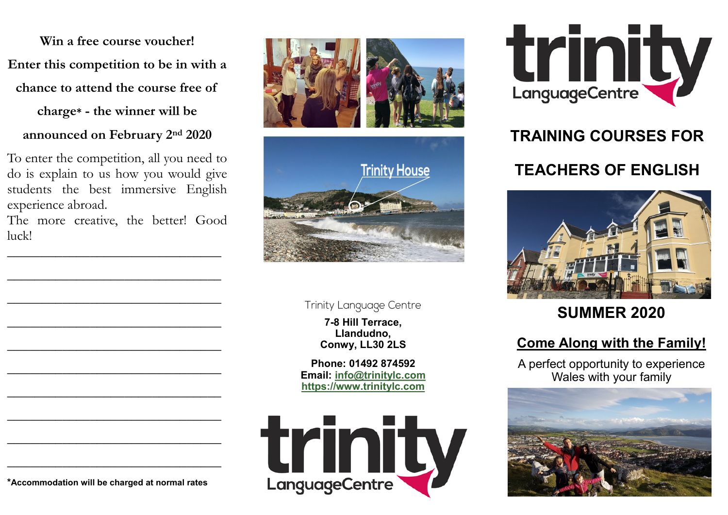**Win a free course voucher!**

**Enter this competition to be in with a chance to attend the course free of charge* - the winner will be announced on February 2nd 2020**

To enter the competition, all you need to do is explain to us how you would give students the best immersive English experience abroad.

The more creative, the better! Good luck!

___________________________________

___________________________________

___________________________________

___________________________________

___________________________________

___________________________________

___________________________________

___________________________________

___________________________________

___________________________________

***Accommodation will be charged at normal rates**

Trinity House

Trinity Language Centre

**7-8 Hill Terrace,**
**Llandudno,**
**Conwy, LL30 2LS**

**Phone: 01492 874592**
**Email: info@trinitylc.com**
**https://www.trinitylc.com**

trinity LanguageCentre

trinity LanguageCentre

# TRAINING COURSES FOR TEACHERS OF ENGLISH

## SUMMER 2020

## Come Along with the Family!

A perfect opportunity to experience Wales with your family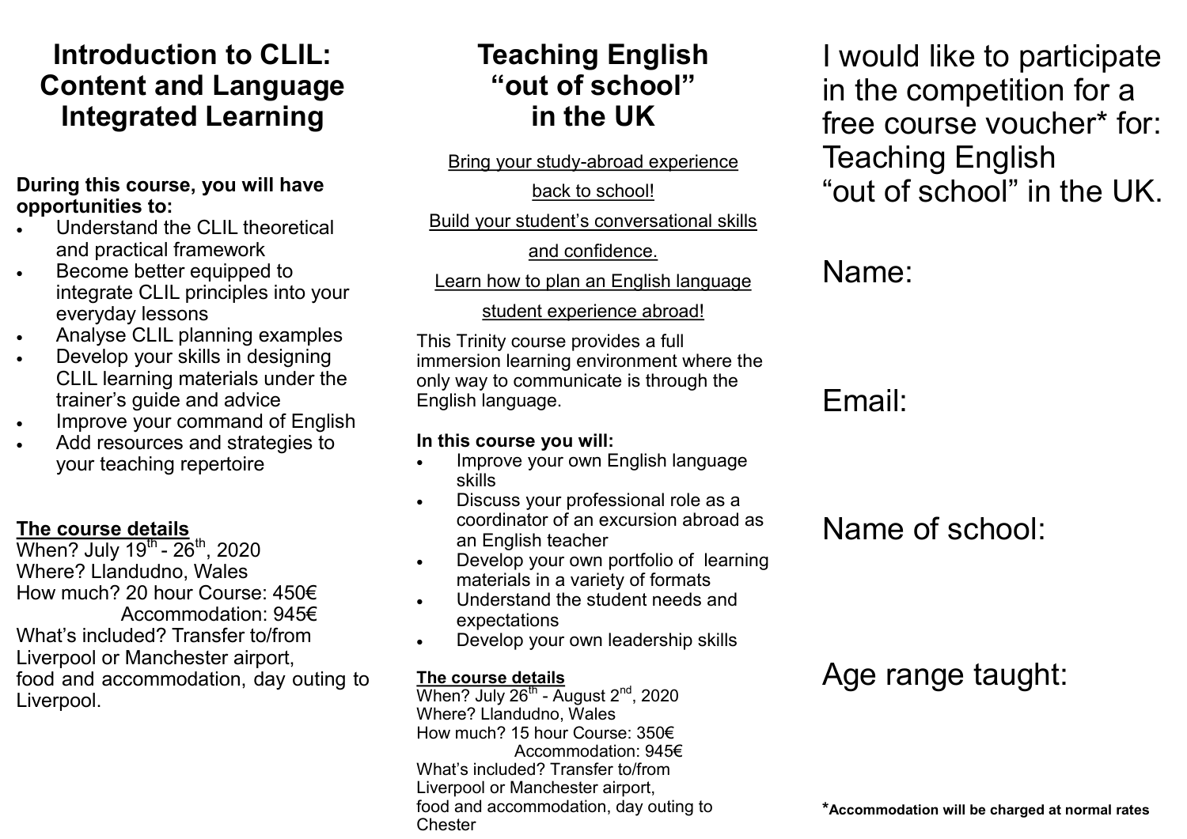# Introduction to CLIL: Content and Language Integrated Learning

**During this course, you will have opportunities to:**

- Understand the CLIL theoretical and practical framework
- Become better equipped to integrate CLIL principles into your everyday lessons
- Analyse CLIL planning examples
- Develop your skills in designing CLIL learning materials under the trainer's guide and advice
- Improve your command of English
- Add resources and strategies to your teaching repertoire

**The course details**

When? July 19th - 26th, 2020
Where? Llandudno, Wales
How much? 20 hour Course: 450€
Accommodation: 945€
What's included? Transfer to/from Liverpool or Manchester airport, food and accommodation, day outing to Liverpool.

# Teaching English "out of school" in the UK

Bring your study-abroad experience back to school!

Build your student's conversational skills and confidence.

Learn how to plan an English language student experience abroad!

This Trinity course provides a full immersion learning environment where the only way to communicate is through the English language.

**In this course you will:**

- Improve your own English language skills
- Discuss your professional role as a coordinator of an excursion abroad as an English teacher
- Develop your own portfolio of learning materials in a variety of formats
- Understand the student needs and expectations
- Develop your own leadership skills

**The course details**

When? July 26th - August 2nd, 2020
Where? Llandudno, Wales
How much? 15 hour Course: 350€
Accommodation: 945€
What's included? Transfer to/from Liverpool or Manchester airport, food and accommodation, day outing to Chester

I would like to participate in the competition for a free course voucher* for: Teaching English "out of school" in the UK.

Name:

Email:

Name of school:

Age range taught:

***Accommodation will be charged at normal rates**